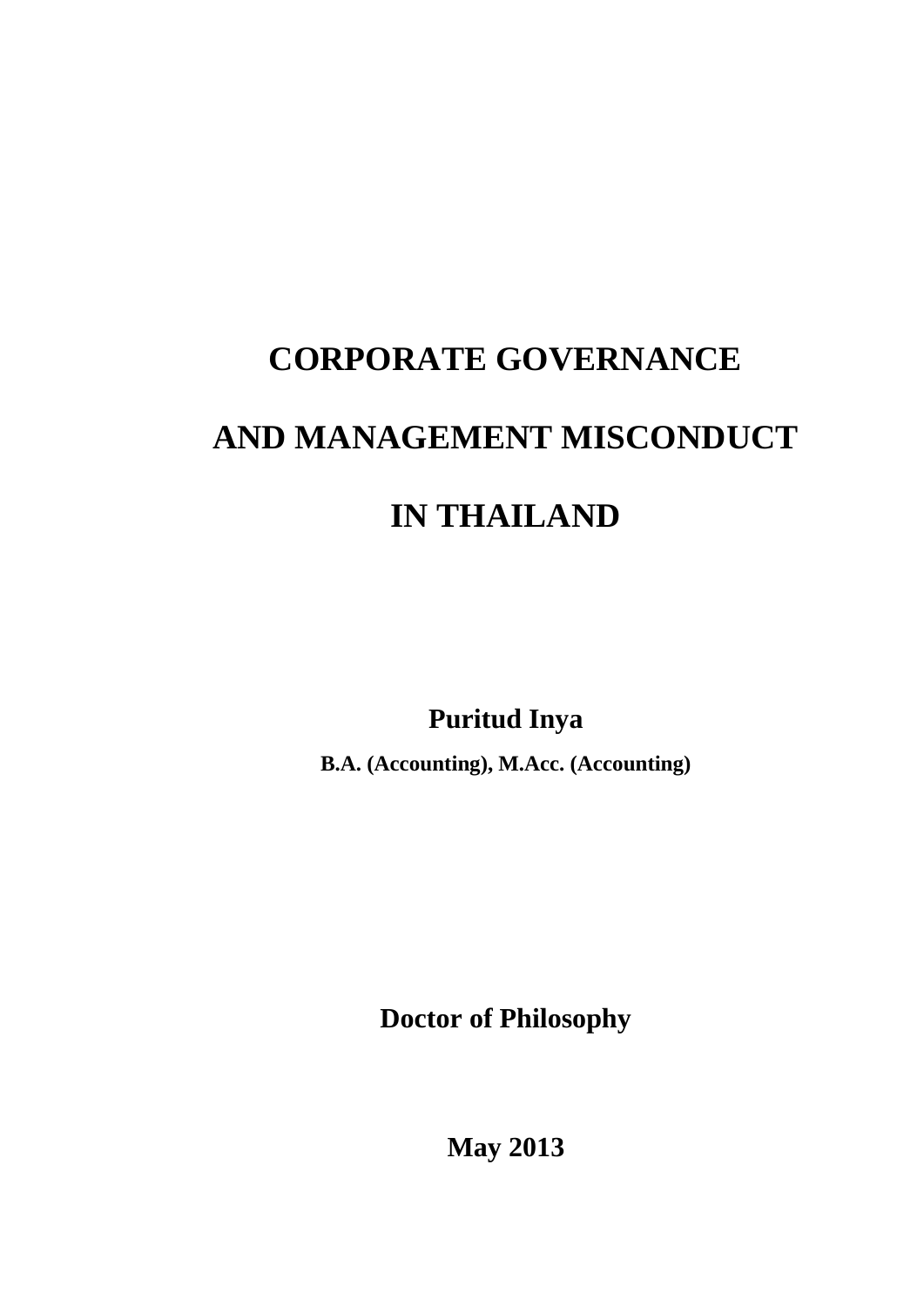# CORPORATE GOVERNANCE AND MANAGEMENT MISCONDUCT IN THAILAND

**Puritud Inya**

**B.A. (Accounting), M.Acc. (Accounting)**

**Doctor of Philosophy**

**May 2013**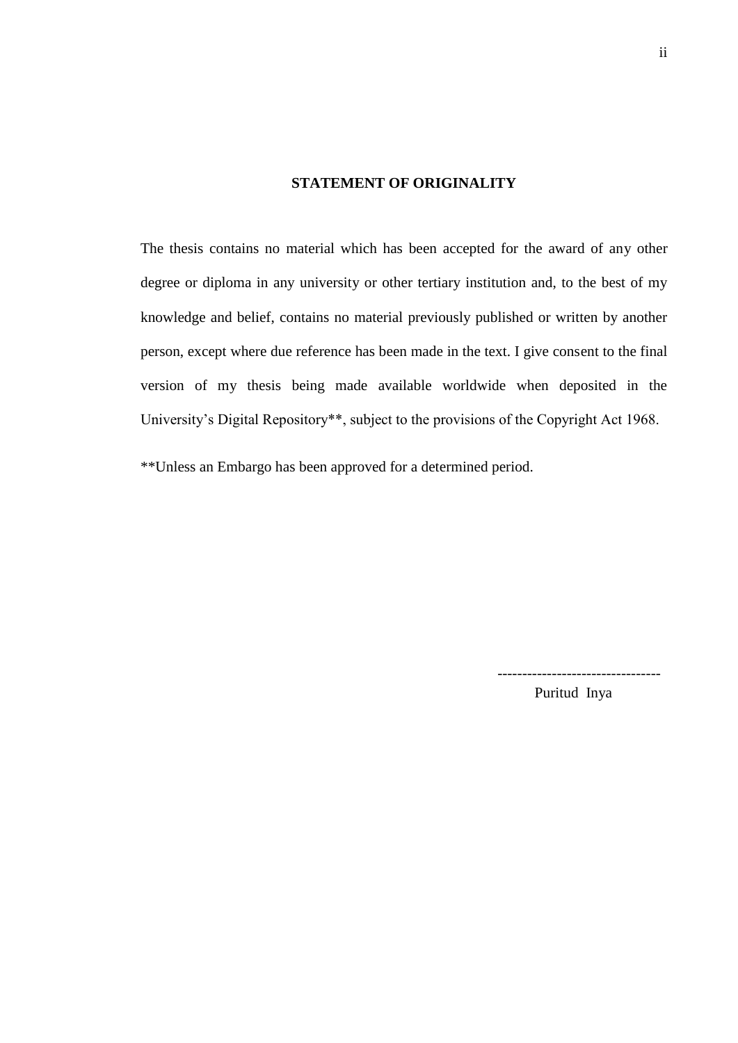## STATEMENT OF ORIGINALITY

The thesis contains no material which has been accepted for the award of any other degree or diploma in any university or other tertiary institution and, to the best of my knowledge and belief, contains no material previously published or written by another person, except where due reference has been made in the text. I give consent to the final version of my thesis being made available worldwide when deposited in the University's Digital Repository**, subject to the provisions of the Copyright Act 1968.

**Unless an Embargo has been approved for a determined period.

---------------------------------

Puritud Inya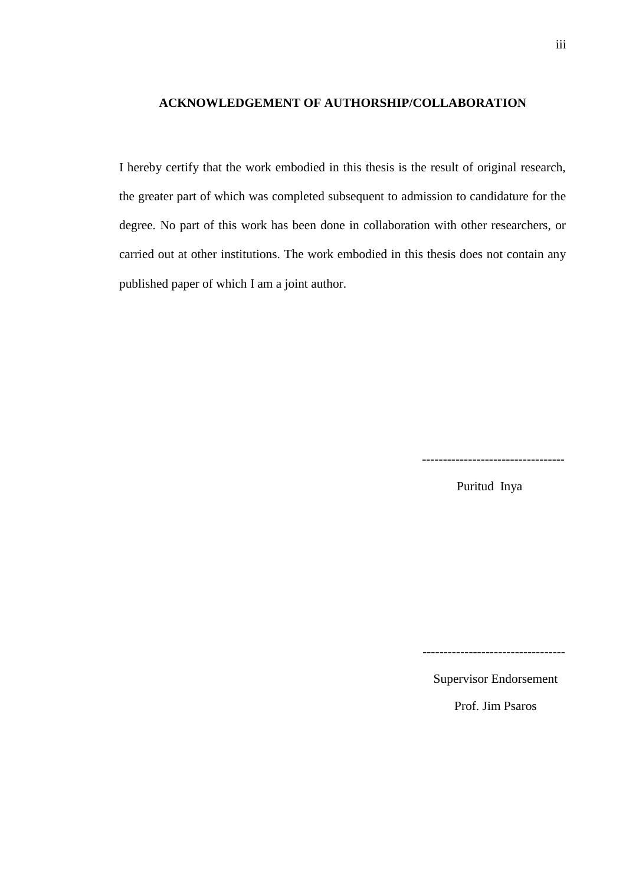## ACKNOWLEDGEMENT OF AUTHORSHIP/COLLABORATION

I hereby certify that the work embodied in this thesis is the result of original research, the greater part of which was completed subsequent to admission to candidature for the degree. No part of this work has been done in collaboration with other researchers, or carried out at other institutions. The work embodied in this thesis does not contain any published paper of which I am a joint author.

---------------------------------

Puritud Inya

---------------------------------

Supervisor Endorsement

Prof. Jim Psaros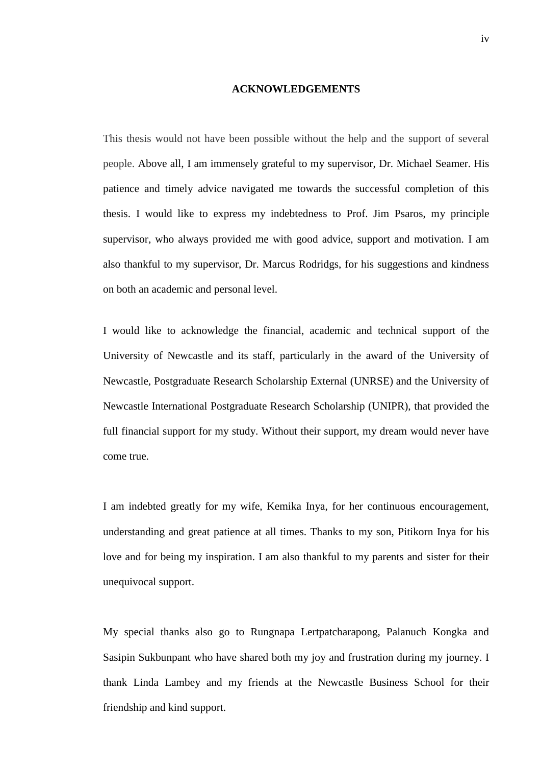## ACKNOWLEDGEMENTS

This thesis would not have been possible without the help and the support of several people. Above all, I am immensely grateful to my supervisor, Dr. Michael Seamer. His patience and timely advice navigated me towards the successful completion of this thesis. I would like to express my indebtedness to Prof. Jim Psaros, my principle supervisor, who always provided me with good advice, support and motivation. I am also thankful to my supervisor, Dr. Marcus Rodridgs, for his suggestions and kindness on both an academic and personal level.

I would like to acknowledge the financial, academic and technical support of the University of Newcastle and its staff, particularly in the award of the University of Newcastle, Postgraduate Research Scholarship External (UNRSE) and the University of Newcastle International Postgraduate Research Scholarship (UNIPR), that provided the full financial support for my study. Without their support, my dream would never have come true.

I am indebted greatly for my wife, Kemika Inya, for her continuous encouragement, understanding and great patience at all times. Thanks to my son, Pitikorn Inya for his love and for being my inspiration. I am also thankful to my parents and sister for their unequivocal support.

My special thanks also go to Rungnapa Lertpatcharapong, Palanuch Kongka and Sasipin Sukbunpant who have shared both my joy and frustration during my journey. I thank Linda Lambey and my friends at the Newcastle Business School for their friendship and kind support.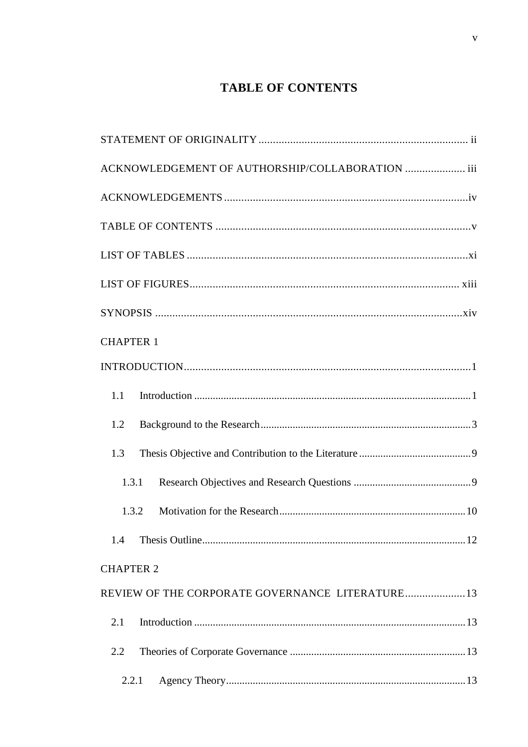# TABLE OF CONTENTS

STATEMENT OF ORIGINALITY ........................................................................ ii

ACKNOWLEDGEMENT OF AUTHORSHIP/COLLABORATION .................... iii

ACKNOWLEDGEMENTS ......................................................................................iv

TABLE OF CONTENTS .........................................................................................v

LIST OF TABLES ....................................................................................................xi

LIST OF FIGURES.............................................................................................. xiii

SYNOPSIS ...........................................................................................................xiv

CHAPTER 1

INTRODUCTION.....................................................................................................1

- 1.1 Introduction ......................................................................................................1
- 1.2 Background to the Research..............................................................................3
- 1.3 Thesis Objective and Contribution to the Literature ..........................................9
    - 1.3.1 Research Objectives and Research Questions ............................................9
    - 1.3.2 Motivation for the Research.....................................................................10
- 1.4 Thesis Outline..................................................................................................12

CHAPTER 2

REVIEW OF THE CORPORATE GOVERNANCE LITERATURE.....................13

- 2.1 Introduction ....................................................................................................13
- 2.2 Theories of Corporate Governance .................................................................13
    - 2.2.1 Agency Theory.........................................................................................13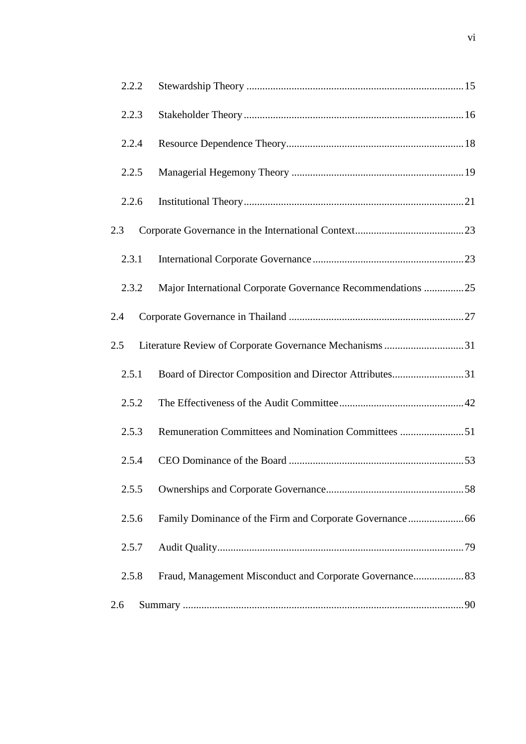2.2.2 Stewardship Theory ........................................................................................ 15

2.2.3 Stakeholder Theory ........................................................................................ 16

2.2.4 Resource Dependence Theory........................................................................ 18

2.2.5 Managerial Hegemony Theory ...................................................................... 19

2.2.6 Institutional Theory........................................................................................ 21

2.3 Corporate Governance in the International Context......................................... 23

2.3.1 International Corporate Governance ............................................................. 23

2.3.2 Major International Corporate Governance Recommendations ................... 25

2.4 Corporate Governance in Thailand ................................................................... 27

2.5 Literature Review of Corporate Governance Mechanisms .............................. 31

2.5.1 Board of Director Composition and Director Attributes............................... 31

2.5.2 The Effectiveness of the Audit Committee .................................................... 42

2.5.3 Remuneration Committees and Nomination Committees ............................ 51

2.5.4 CEO Dominance of the Board ....................................................................... 53

2.5.5 Ownerships and Corporate Governance........................................................ 58

2.5.6 Family Dominance of the Firm and Corporate Governance ......................... 66

2.5.7 Audit Quality.................................................................................................. 79

2.5.8 Fraud, Management Misconduct and Corporate Governance....................... 83

2.6 Summary ........................................................................................................... 90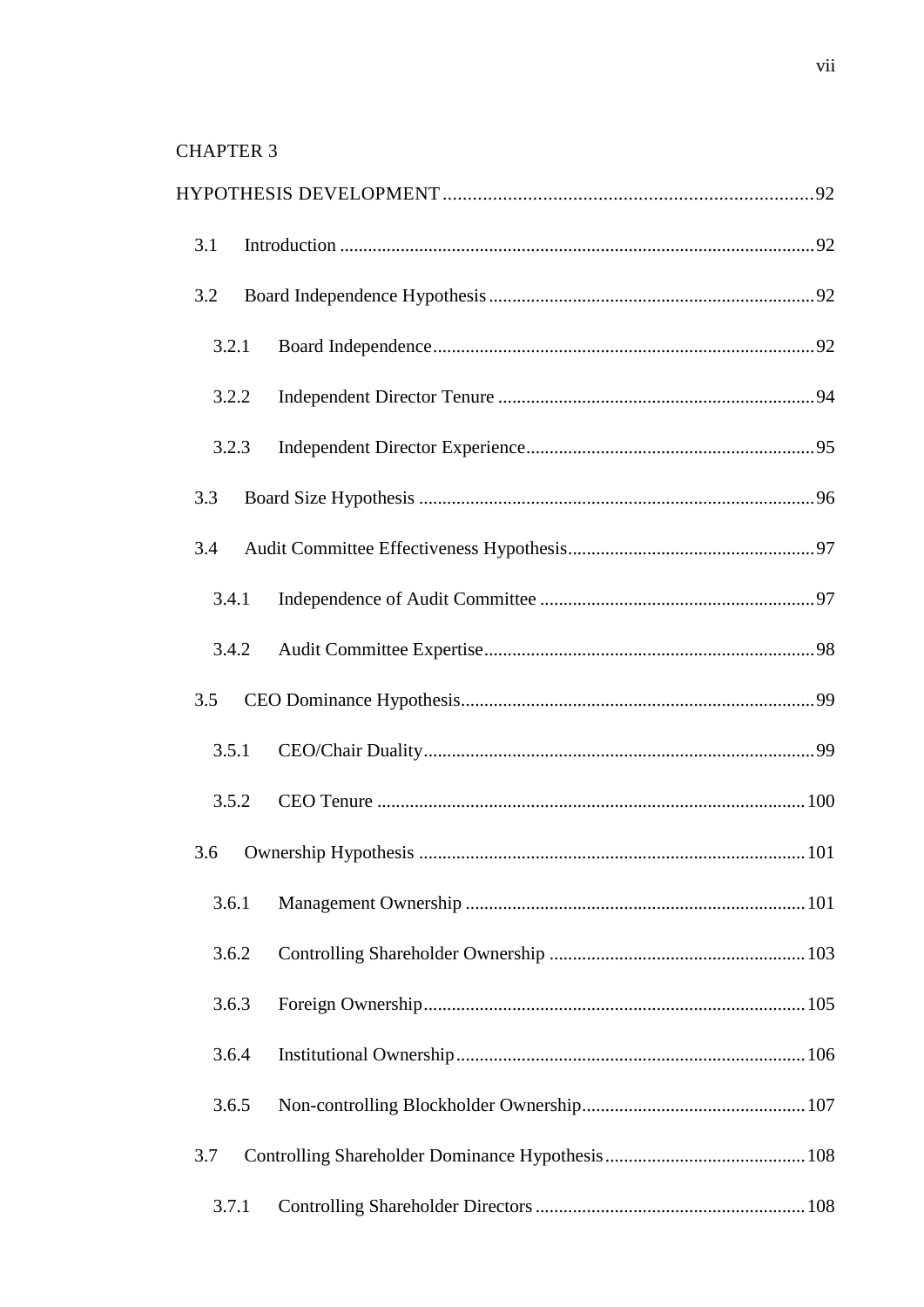CHAPTER 3

HYPOTHESIS DEVELOPMENT ............................................................................ 92

- 3.1 Introduction ...................................................................................................... 92
- 3.2 Board Independence Hypothesis ..................................................................... 92
  - 3.2.1 Board Independence .................................................................................. 92
  - 3.2.2 Independent Director Tenure .................................................................... 94
  - 3.2.3 Independent Director Experience .............................................................. 95
- 3.3 Board Size Hypothesis ..................................................................................... 96
- 3.4 Audit Committee Effectiveness Hypothesis ..................................................... 97
  - 3.4.1 Independence of Audit Committee ........................................................... 97
  - 3.4.2 Audit Committee Expertise ....................................................................... 98
- 3.5 CEO Dominance Hypothesis ............................................................................ 99
  - 3.5.1 CEO/Chair Duality .................................................................................... 99
  - 3.5.2 CEO Tenure ............................................................................................ 100
- 3.6 Ownership Hypothesis ................................................................................... 101
  - 3.6.1 Management Ownership ......................................................................... 101
  - 3.6.2 Controlling Shareholder Ownership ....................................................... 103
  - 3.6.3 Foreign Ownership .................................................................................. 105
  - 3.6.4 Institutional Ownership ........................................................................... 106
  - 3.6.5 Non-controlling Blockholder Ownership ................................................ 107
- 3.7 Controlling Shareholder Dominance Hypothesis ........................................... 108
  - 3.7.1 Controlling Shareholder Directors .......................................................... 108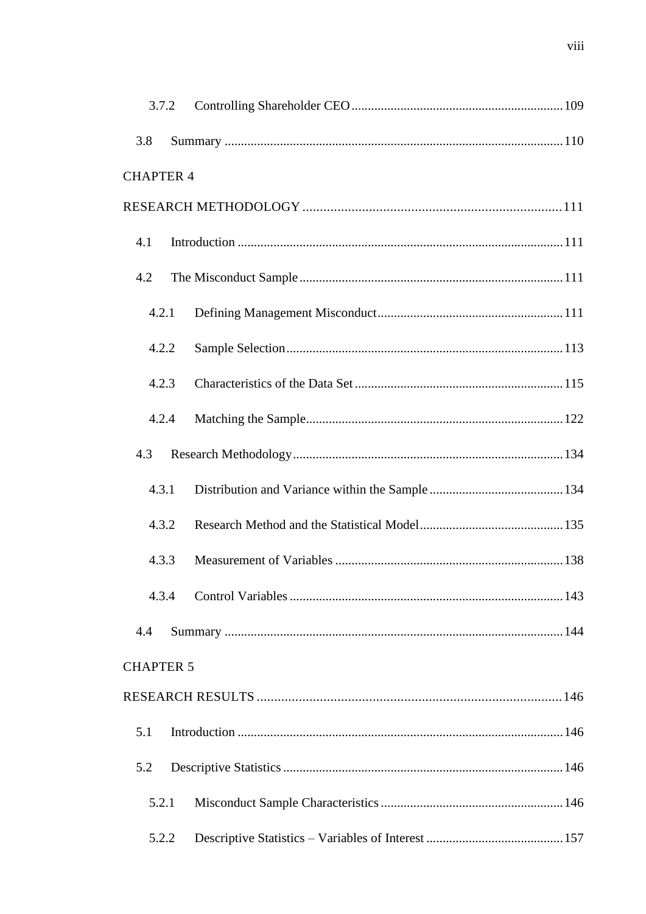3.7.2 Controlling Shareholder CEO ................................................................ 109

3.8 Summary ....................................................................................................... 110

CHAPTER 4

RESEARCH METHODOLOGY ........................................................................... 111

4.1 Introduction ................................................................................................... 111

4.2 The Misconduct Sample ................................................................................ 111

4.2.1 Defining Management Misconduct ........................................................ 111

4.2.2 Sample Selection .................................................................................... 113

4.2.3 Characteristics of the Data Set ............................................................... 115

4.2.4 Matching the Sample .............................................................................. 122

4.3 Research Methodology .................................................................................. 134

4.3.1 Distribution and Variance within the Sample ......................................... 134

4.3.2 Research Method and the Statistical Model ............................................ 135

4.3.3 Measurement of Variables ..................................................................... 138

4.3.4 Control Variables ................................................................................... 143

4.4 Summary ....................................................................................................... 144

CHAPTER 5

RESEARCH RESULTS ......................................................................................... 146

5.1 Introduction ................................................................................................... 146

5.2 Descriptive Statistics ..................................................................................... 146

5.2.1 Misconduct Sample Characteristics ....................................................... 146

5.2.2 Descriptive Statistics – Variables of Interest .......................................... 157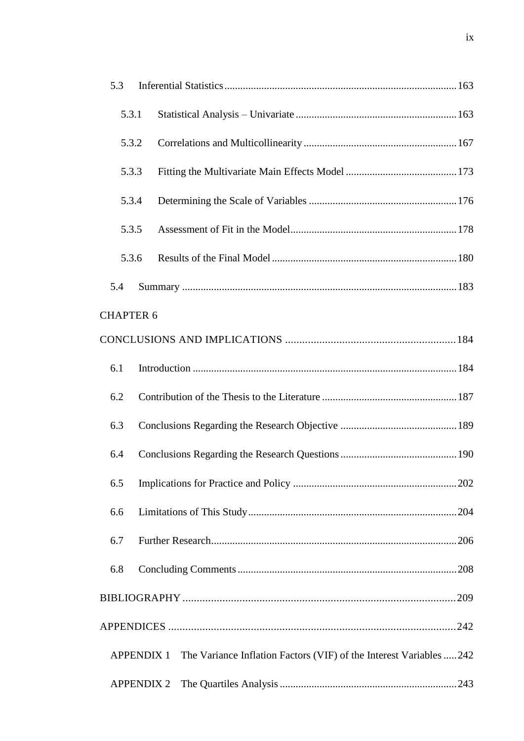5.3 Inferential Statistics ........................................................................................ 163

5.3.1 Statistical Analysis – Univariate ............................................................ 163

5.3.2 Correlations and Multicollinearity .......................................................... 167

5.3.3 Fitting the Multivariate Main Effects Model .......................................... 173

5.3.4 Determining the Scale of Variables ........................................................ 176

5.3.5 Assessment of Fit in the Model .............................................................. 178

5.3.6 Results of the Final Model ..................................................................... 180

5.4 Summary ....................................................................................................... 183

CHAPTER 6

CONCLUSIONS AND IMPLICATIONS ............................................................ 184

6.1 Introduction ................................................................................................... 184

6.2 Contribution of the Thesis to the Literature ................................................... 187

6.3 Conclusions Regarding the Research Objective ............................................ 189

6.4 Conclusions Regarding the Research Questions ............................................ 190

6.5 Implications for Practice and Policy .............................................................. 202

6.6 Limitations of This Study .............................................................................. 204

6.7 Further Research ............................................................................................ 206

6.8 Concluding Comments .................................................................................. 208

BIBLIOGRAPHY .................................................................................................. 209

APPENDICES ........................................................................................................ 242

APPENDIX 1 The Variance Inflation Factors (VIF) of the Interest Variables ..... 242

APPENDIX 2 The Quartiles Analysis .................................................................. 243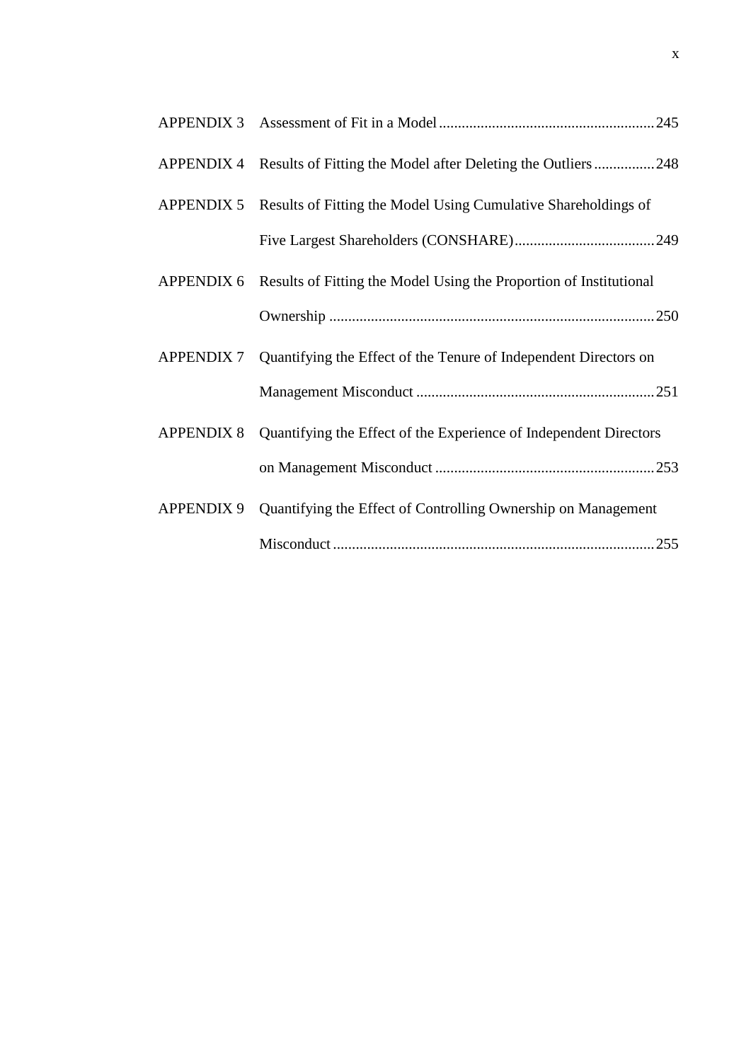APPENDIX 3 Assessment of Fit in a Model ........................................................ 245

APPENDIX 4 Results of Fitting the Model after Deleting the Outliers ................ 248

APPENDIX 5 Results of Fitting the Model Using Cumulative Shareholdings of Five Largest Shareholders (CONSHARE) ..................................... 249

APPENDIX 6 Results of Fitting the Model Using the Proportion of Institutional Ownership ...................................................................................... 250

APPENDIX 7 Quantifying the Effect of the Tenure of Independent Directors on Management Misconduct ............................................................... 251

APPENDIX 8 Quantifying the Effect of the Experience of Independent Directors on Management Misconduct .......................................................... 253

APPENDIX 9 Quantifying the Effect of Controlling Ownership on Management Misconduct ..................................................................................... 255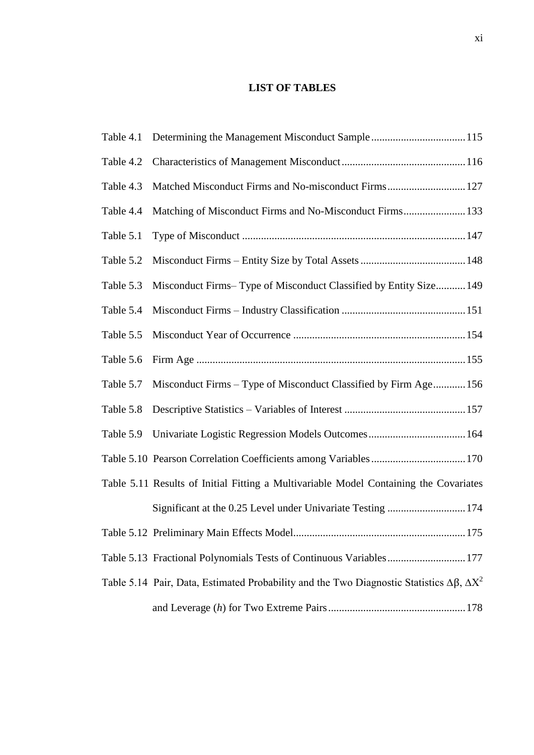# LIST OF TABLES

Table 4.1 Determining the Management Misconduct Sample .................................. 115

Table 4.2 Characteristics of Management Misconduct ............................................. 116

Table 4.3 Matched Misconduct Firms and No-misconduct Firms ............................ 127

Table 4.4 Matching of Misconduct Firms and No-Misconduct Firms ...................... 133

Table 5.1 Type of Misconduct .................................................................................. 147

Table 5.2 Misconduct Firms – Entity Size by Total Assets ....................................... 148

Table 5.3 Misconduct Firms– Type of Misconduct Classified by Entity Size ........... 149

Table 5.4 Misconduct Firms – Industry Classification ............................................. 151

Table 5.5 Misconduct Year of Occurrence ............................................................... 154

Table 5.6 Firm Age ................................................................................................... 155

Table 5.7 Misconduct Firms – Type of Misconduct Classified by Firm Age ............ 156

Table 5.8 Descriptive Statistics – Variables of Interest ............................................ 157

Table 5.9 Univariate Logistic Regression Models Outcomes ................................... 164

Table 5.10 Pearson Correlation Coefficients among Variables .................................. 170

Table 5.11 Results of Initial Fitting a Multivariable Model Containing the Covariates Significant at the 0.25 Level under Univariate Testing ............................ 174

Table 5.12 Preliminary Main Effects Model ............................................................... 175

Table 5.13 Fractional Polynomials Tests of Continuous Variables ............................ 177

Table 5.14 Pair, Data, Estimated Probability and the Two Diagnostic Statistics $\Delta\beta$, $\Delta X^2$ and Leverage (*h*) for Two Extreme Pairs .................................................. 178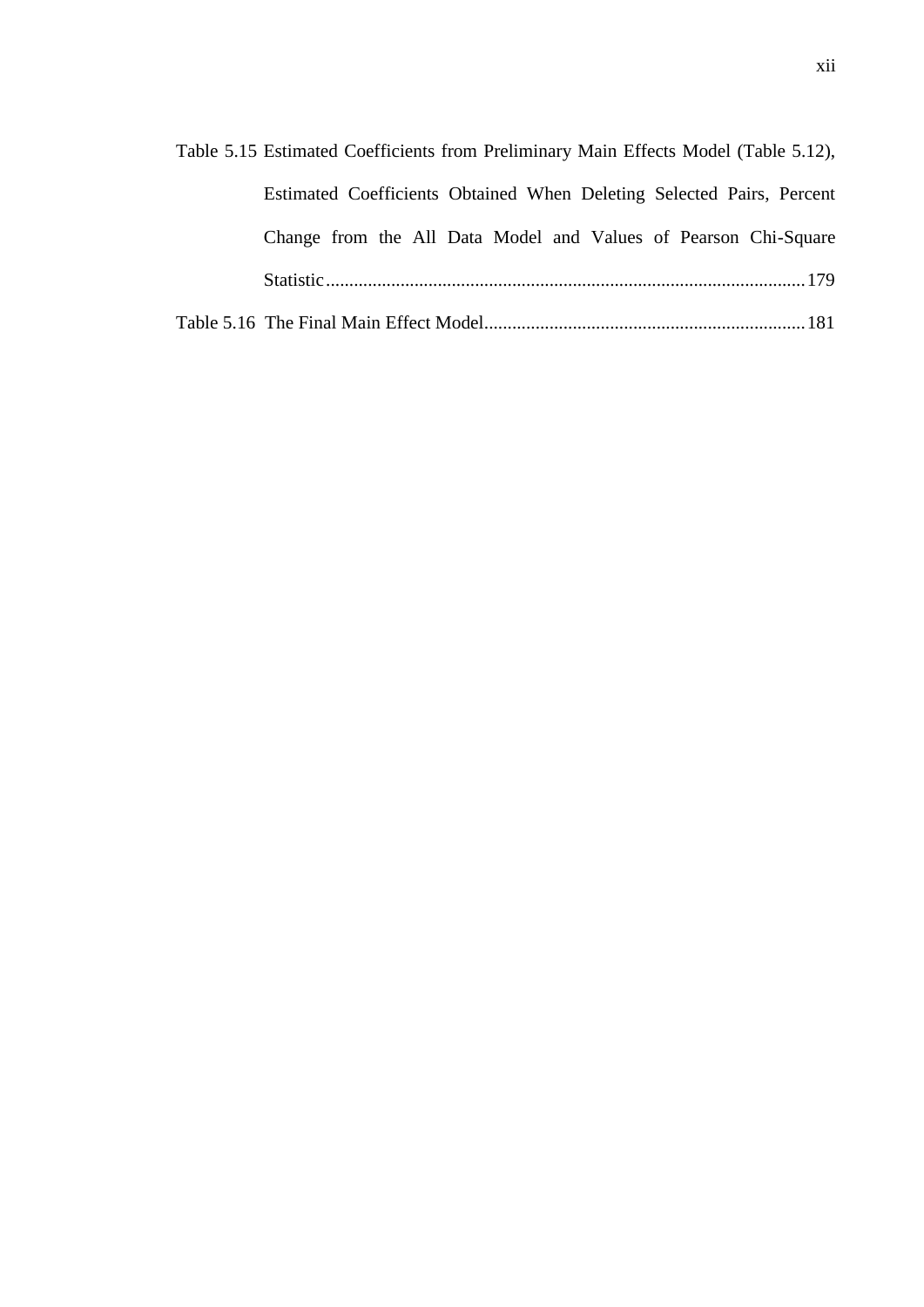Table 5.15 Estimated Coefficients from Preliminary Main Effects Model (Table 5.12), Estimated Coefficients Obtained When Deleting Selected Pairs, Percent Change from the All Data Model and Values of Pearson Chi-Square Statistic....................................................................................................179

Table 5.16 The Final Main Effect Model....................................................................181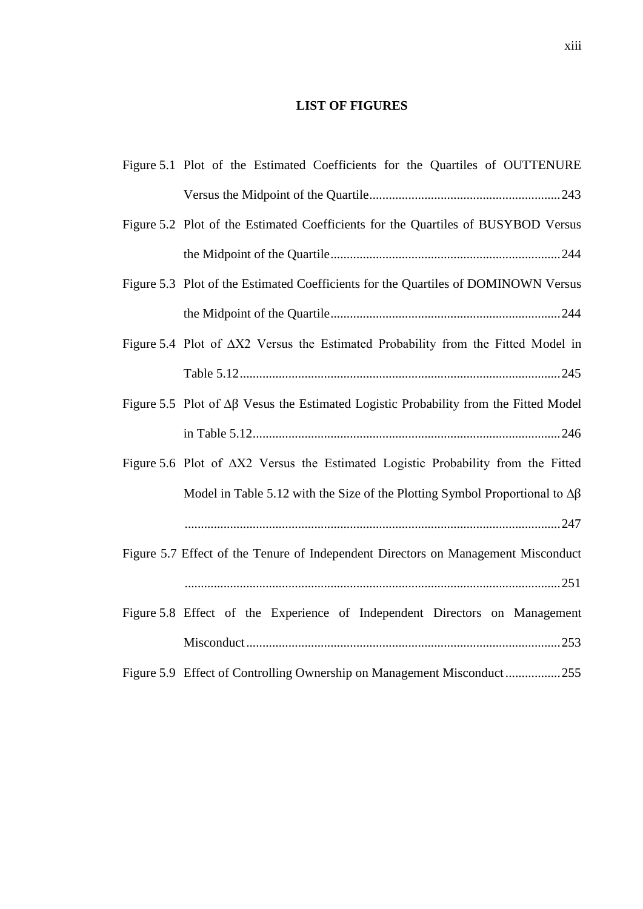# LIST OF FIGURES

Figure 5.1 Plot of the Estimated Coefficients for the Quartiles of OUTTENURE Versus the Midpoint of the Quartile ........................................................ 243

Figure 5.2 Plot of the Estimated Coefficients for the Quartiles of BUSYBOD Versus the Midpoint of the Quartile ........................................................ 244

Figure 5.3 Plot of the Estimated Coefficients for the Quartiles of DOMINOWN Versus the Midpoint of the Quartile ........................................................ 244

Figure 5.4 Plot of $\Delta X2$ Versus the Estimated Probability from the Fitted Model in Table 5.12 ........................................................ 245

Figure 5.5 Plot of $\Delta\beta$ Vesus the Estimated Logistic Probability from the Fitted Model in Table 5.12 ........................................................ 246

Figure 5.6 Plot of $\Delta X2$ Versus the Estimated Logistic Probability from the Fitted Model in Table 5.12 with the Size of the Plotting Symbol Proportional to $\Delta\beta$ ........................................................ 247

Figure 5.7 Effect of the Tenure of Independent Directors on Management Misconduct ........................................................ 251

Figure 5.8 Effect of the Experience of Independent Directors on Management Misconduct ........................................................ 253

Figure 5.9 Effect of Controlling Ownership on Management Misconduct ................ 255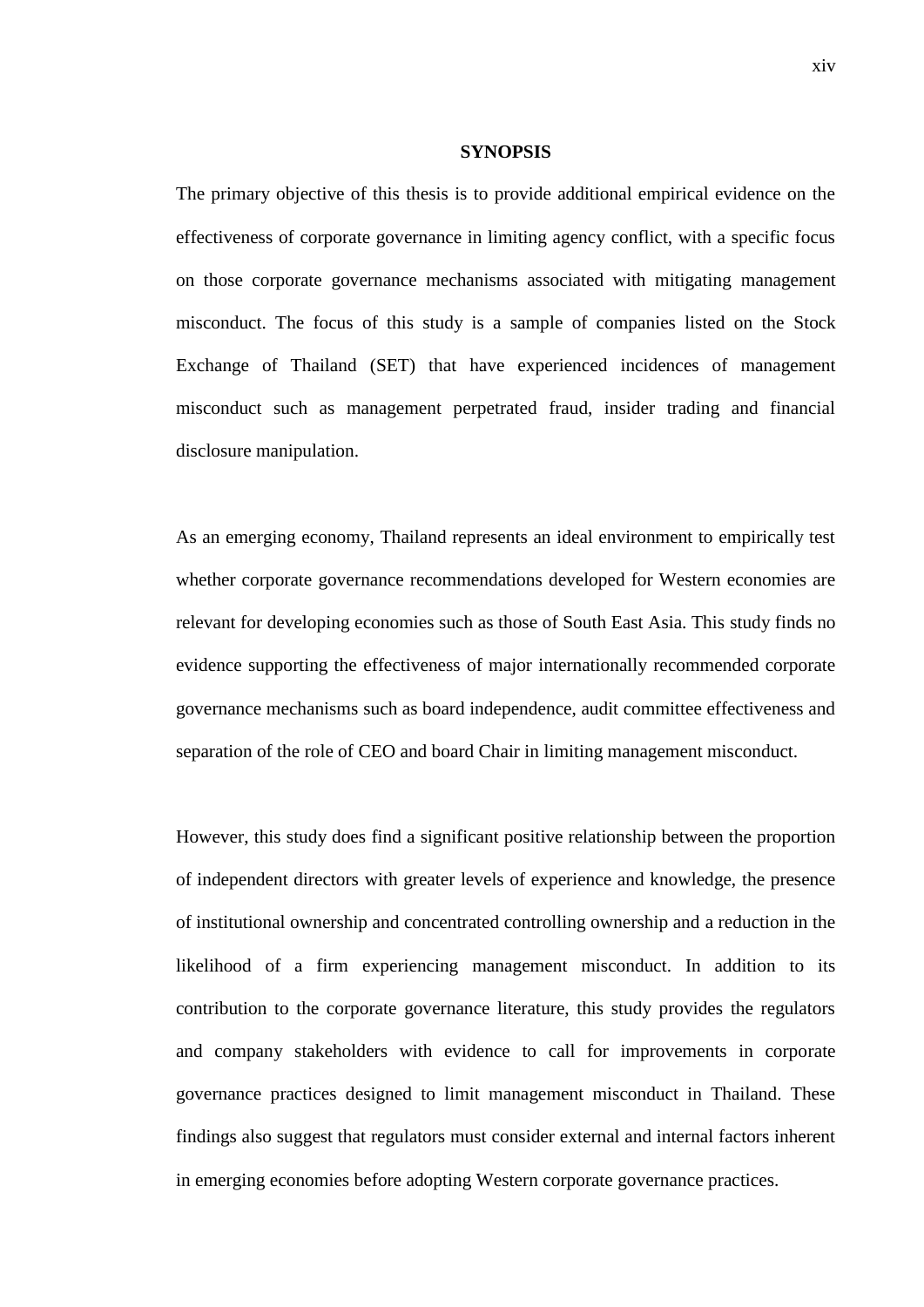## SYNOPSIS

The primary objective of this thesis is to provide additional empirical evidence on the effectiveness of corporate governance in limiting agency conflict, with a specific focus on those corporate governance mechanisms associated with mitigating management misconduct. The focus of this study is a sample of companies listed on the Stock Exchange of Thailand (SET) that have experienced incidences of management misconduct such as management perpetrated fraud, insider trading and financial disclosure manipulation.

As an emerging economy, Thailand represents an ideal environment to empirically test whether corporate governance recommendations developed for Western economies are relevant for developing economies such as those of South East Asia. This study finds no evidence supporting the effectiveness of major internationally recommended corporate governance mechanisms such as board independence, audit committee effectiveness and separation of the role of CEO and board Chair in limiting management misconduct.

However, this study does find a significant positive relationship between the proportion of independent directors with greater levels of experience and knowledge, the presence of institutional ownership and concentrated controlling ownership and a reduction in the likelihood of a firm experiencing management misconduct. In addition to its contribution to the corporate governance literature, this study provides the regulators and company stakeholders with evidence to call for improvements in corporate governance practices designed to limit management misconduct in Thailand. These findings also suggest that regulators must consider external and internal factors inherent in emerging economies before adopting Western corporate governance practices.